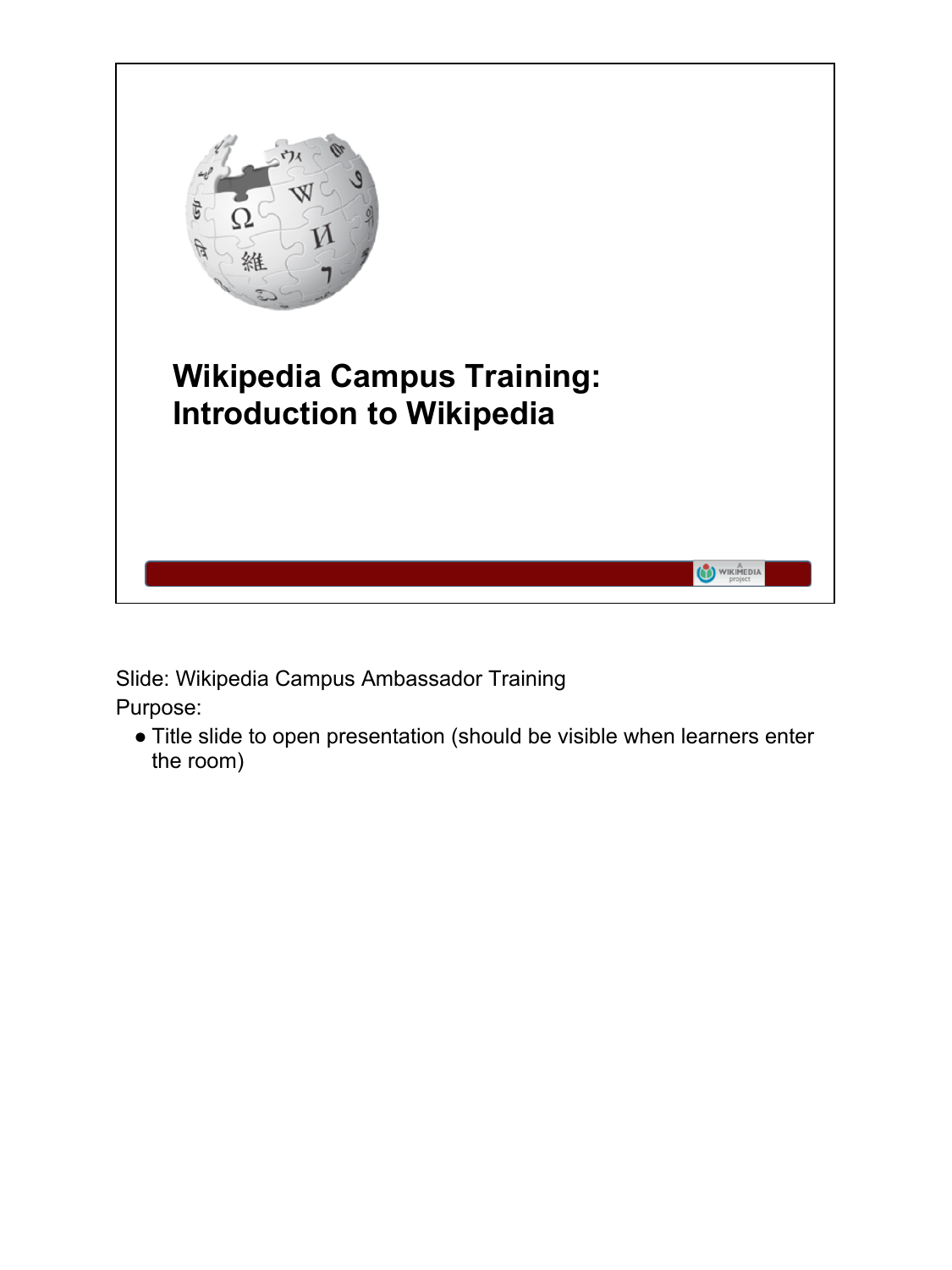# Wikipedia Campus Training: Introduction to Wikipedia

Slide: Wikipedia Campus Ambassador Training

Purpose:

- Title slide to open presentation (should be visible when learners enter the room)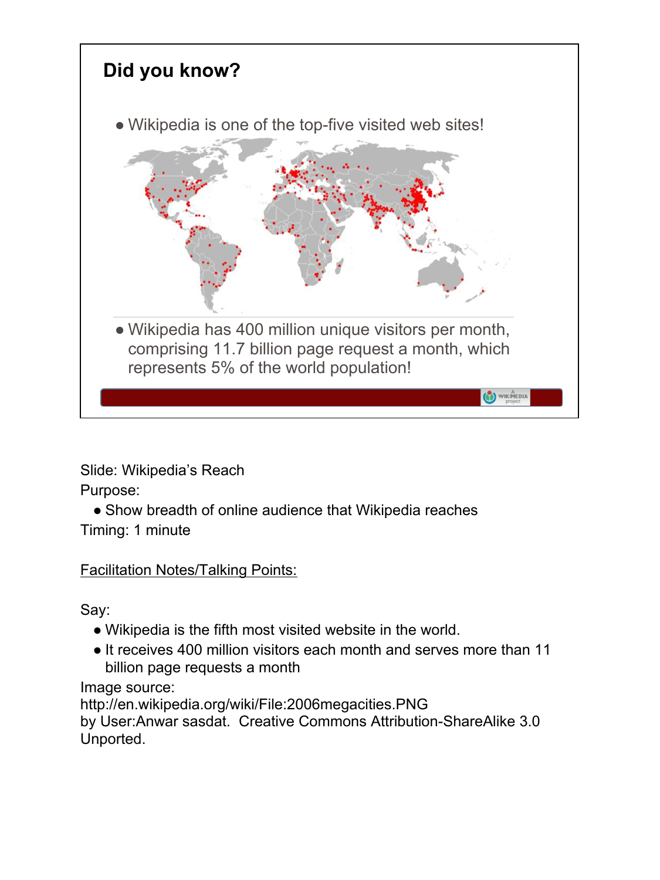## Did you know?

- Wikipedia is one of the top-five visited web sites!
- Wikipedia has 400 million unique visitors per month, comprising 11.7 billion page request a month, which represents 5% of the world population!

Slide: Wikipedia's Reach

Purpose:

- Show breadth of online audience that Wikipedia reaches

Timing: 1 minute

Facilitation Notes/Talking Points:

Say:

- Wikipedia is the fifth most visited website in the world.
- It receives 400 million visitors each month and serves more than 11 billion page requests a month

Image source:
http://en.wikipedia.org/wiki/File:2006megacities.PNG
by User:Anwar sasdat. Creative Commons Attribution-ShareAlike 3.0 Unported.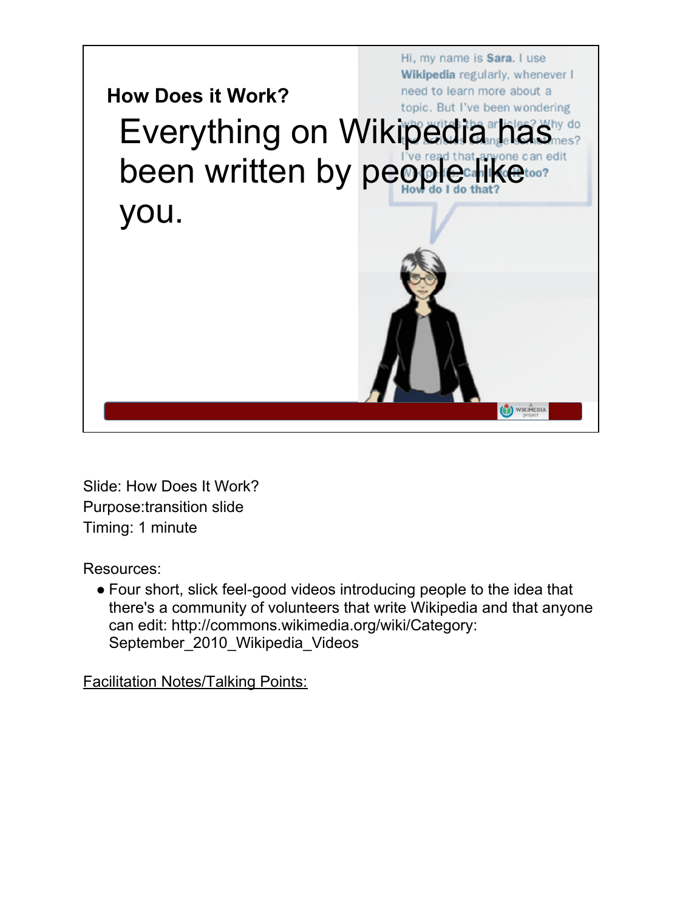## How Does it Work?

Everything on Wikipedia has been written by people like you.

Hi, my name is **Sara**. I use **Wikipedia** regularly, whenever I need to learn more about a topic. But I've been wondering who writes the articles? Why do the articles change sometimes? I've read that anyone can edit Wikipedia. Can I do it too? **How do I do that?**

Slide: How Does It Work?
Purpose:transition slide
Timing: 1 minute

Resources:

- Four short, slick feel-good videos introducing people to the idea that there's a community of volunteers that write Wikipedia and that anyone can edit: http://commons.wikimedia.org/wiki/Category:September_2010_Wikipedia_Videos

Facilitation Notes/Talking Points: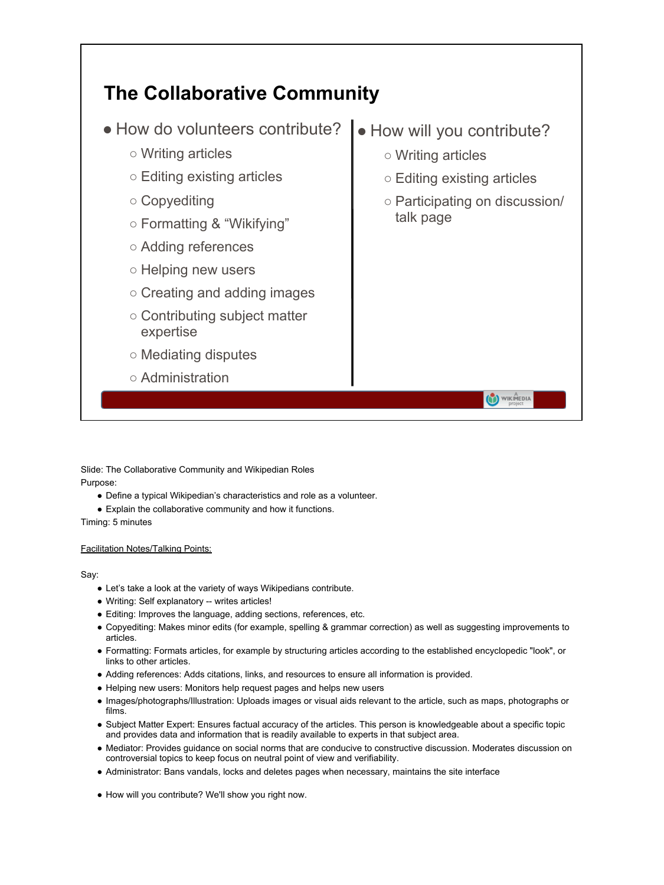## The Collaborative Community

- How do volunteers contribute?
  - Writing articles
  - Editing existing articles
  - Copyediting
  - Formatting & "Wikifying"
  - Adding references
  - Helping new users
  - Creating and adding images
  - Contributing subject matter expertise
  - Mediating disputes
  - Administration

- How will you contribute?
  - Writing articles
  - Editing existing articles
  - Participating on discussion/ talk page

Slide: The Collaborative Community and Wikipedian Roles

Purpose:

- Define a typical Wikipedian's characteristics and role as a volunteer.
- Explain the collaborative community and how it functions.

Timing: 5 minutes

Facilitation Notes/Talking Points:

Say:

- Let's take a look at the variety of ways Wikipedians contribute.
- Writing: Self explanatory -- writes articles!
- Editing: Improves the language, adding sections, references, etc.
- Copyediting: Makes minor edits (for example, spelling & grammar correction) as well as suggesting improvements to articles.
- Formatting: Formats articles, for example by structuring articles according to the established encyclopedic "look", or links to other articles.
- Adding references: Adds citations, links, and resources to ensure all information is provided.
- Helping new users: Monitors help request pages and helps new users
- Images/photographs/Illustration: Uploads images or visual aids relevant to the article, such as maps, photographs or films.
- Subject Matter Expert: Ensures factual accuracy of the articles. This person is knowledgeable about a specific topic and provides data and information that is readily available to experts in that subject area.
- Mediator: Provides guidance on social norms that are conducive to constructive discussion. Moderates discussion on controversial topics to keep focus on neutral point of view and verifiability.
- Administrator: Bans vandals, locks and deletes pages when necessary, maintains the site interface

- How will you contribute? We'll show you right now.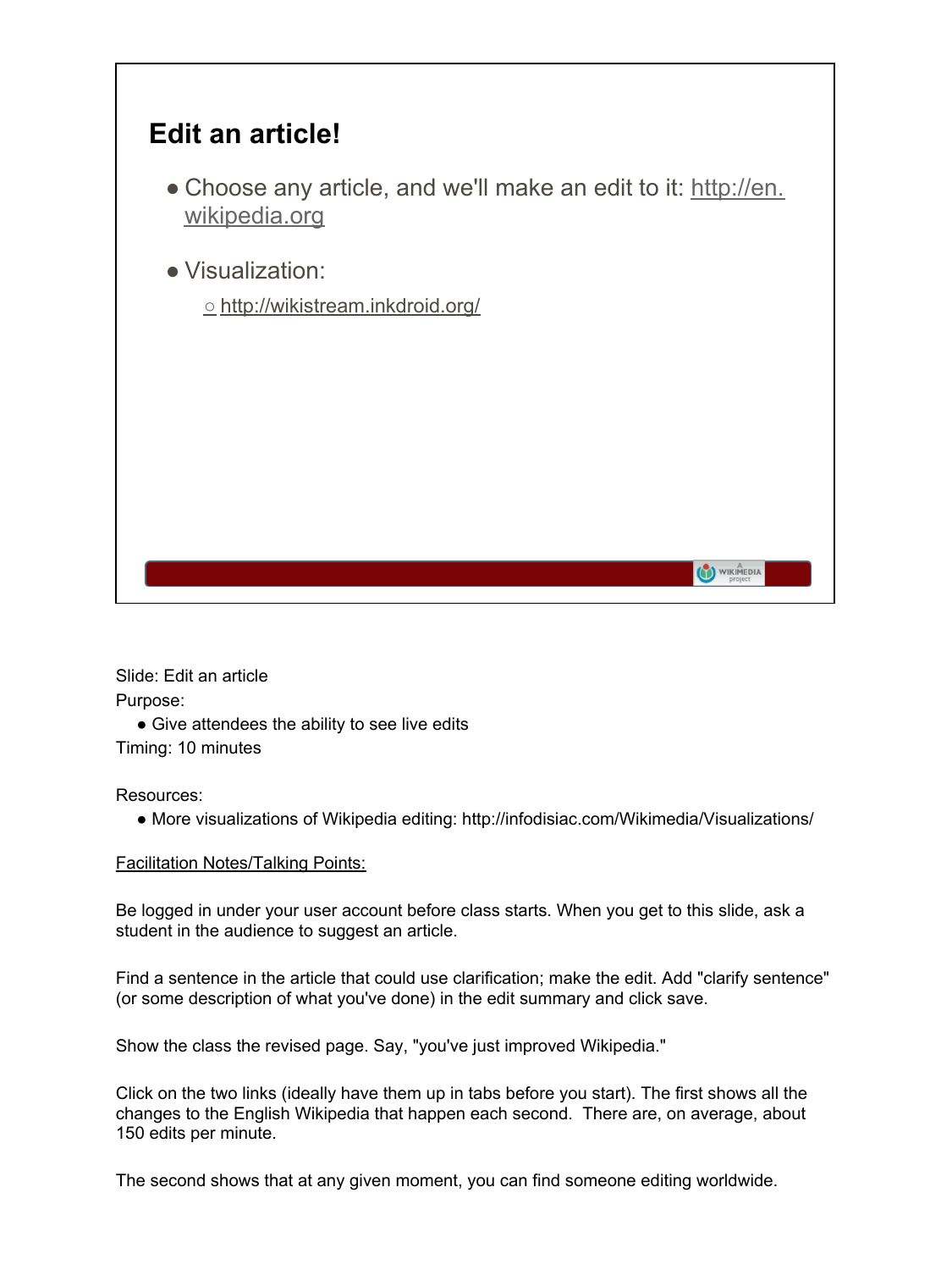## Edit an article!

- Choose any article, and we'll make an edit to it: http://en.wikipedia.org
- Visualization:
  - http://wikistream.inkdroid.org/

Slide: Edit an article

Purpose:

- Give attendees the ability to see live edits

Timing: 10 minutes

Resources:

- More visualizations of Wikipedia editing: http://infodisiac.com/Wikimedia/Visualizations/

Facilitation Notes/Talking Points:

Be logged in under your user account before class starts. When you get to this slide, ask a student in the audience to suggest an article.

Find a sentence in the article that could use clarification; make the edit. Add "clarify sentence" (or some description of what you've done) in the edit summary and click save.

Show the class the revised page. Say, "you've just improved Wikipedia."

Click on the two links (ideally have them up in tabs before you start). The first shows all the changes to the English Wikipedia that happen each second. There are, on average, about 150 edits per minute.

The second shows that at any given moment, you can find someone editing worldwide.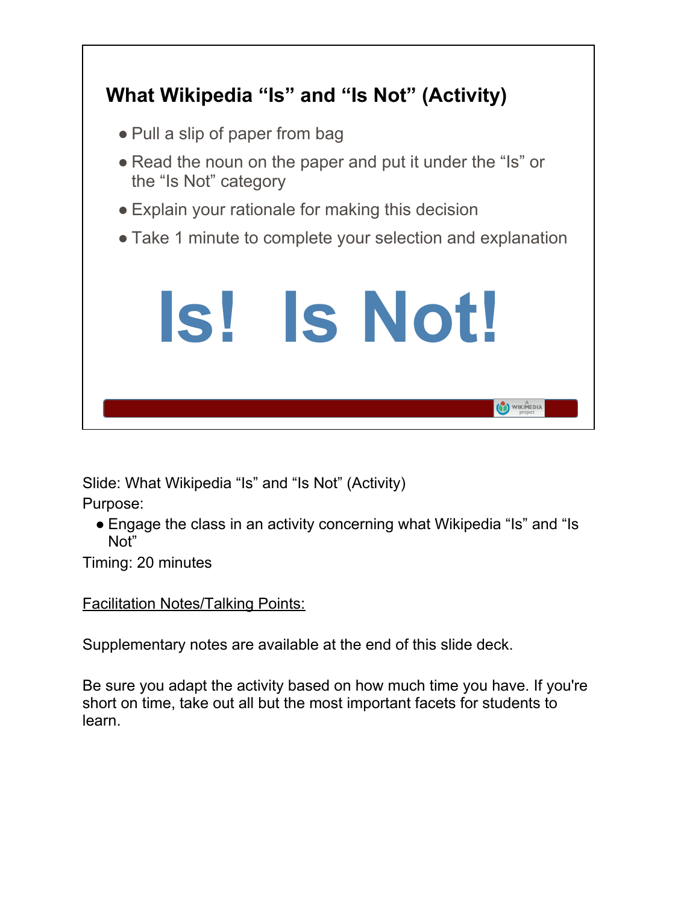## What Wikipedia "Is" and "Is Not" (Activity)

- Pull a slip of paper from bag
- Read the noun on the paper and put it under the "Is" or the "Is Not" category
- Explain your rationale for making this decision
- Take 1 minute to complete your selection and explanation

# Is! Is Not!

Slide: What Wikipedia "Is" and "Is Not" (Activity)

Purpose:

- Engage the class in an activity concerning what Wikipedia "Is" and "Is Not"

Timing: 20 minutes

Facilitation Notes/Talking Points:

Supplementary notes are available at the end of this slide deck.

Be sure you adapt the activity based on how much time you have. If you're short on time, take out all but the most important facets for students to learn.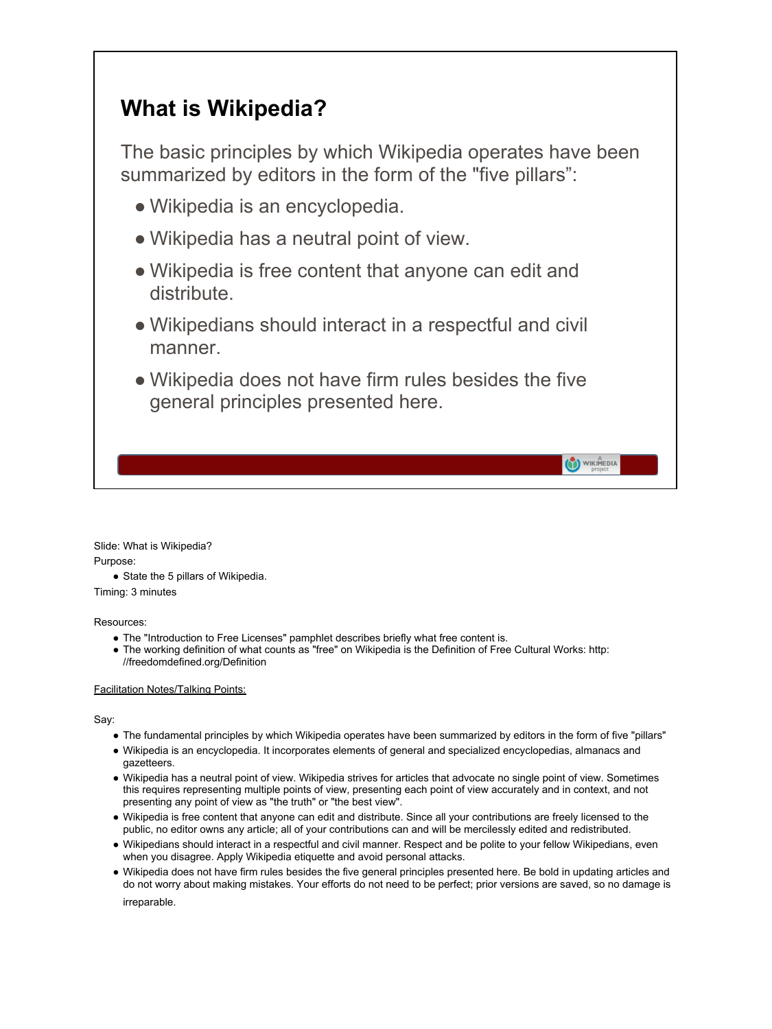## What is Wikipedia?

The basic principles by which Wikipedia operates have been summarized by editors in the form of the "five pillars":

- Wikipedia is an encyclopedia.
- Wikipedia has a neutral point of view.
- Wikipedia is free content that anyone can edit and distribute.
- Wikipedians should interact in a respectful and civil manner.
- Wikipedia does not have firm rules besides the five general principles presented here.

Slide: What is Wikipedia?

Purpose:

- State the 5 pillars of Wikipedia.

Timing: 3 minutes

Resources:

- The "Introduction to Free Licenses" pamphlet describes briefly what free content is.
- The working definition of what counts as "free" on Wikipedia is the Definition of Free Cultural Works: http://freedomdefined.org/Definition

Facilitation Notes/Talking Points:

Say:

- The fundamental principles by which Wikipedia operates have been summarized by editors in the form of five "pillars"
- Wikipedia is an encyclopedia. It incorporates elements of general and specialized encyclopedias, almanacs and gazetteers.
- Wikipedia has a neutral point of view. Wikipedia strives for articles that advocate no single point of view. Sometimes this requires representing multiple points of view, presenting each point of view accurately and in context, and not presenting any point of view as "the truth" or "the best view".
- Wikipedia is free content that anyone can edit and distribute. Since all your contributions are freely licensed to the public, no editor owns any article; all of your contributions can and will be mercilessly edited and redistributed.
- Wikipedians should interact in a respectful and civil manner. Respect and be polite to your fellow Wikipedians, even when you disagree. Apply Wikipedia etiquette and avoid personal attacks.
- Wikipedia does not have firm rules besides the five general principles presented here. Be bold in updating articles and do not worry about making mistakes. Your efforts do not need to be perfect; prior versions are saved, so no damage is irreparable.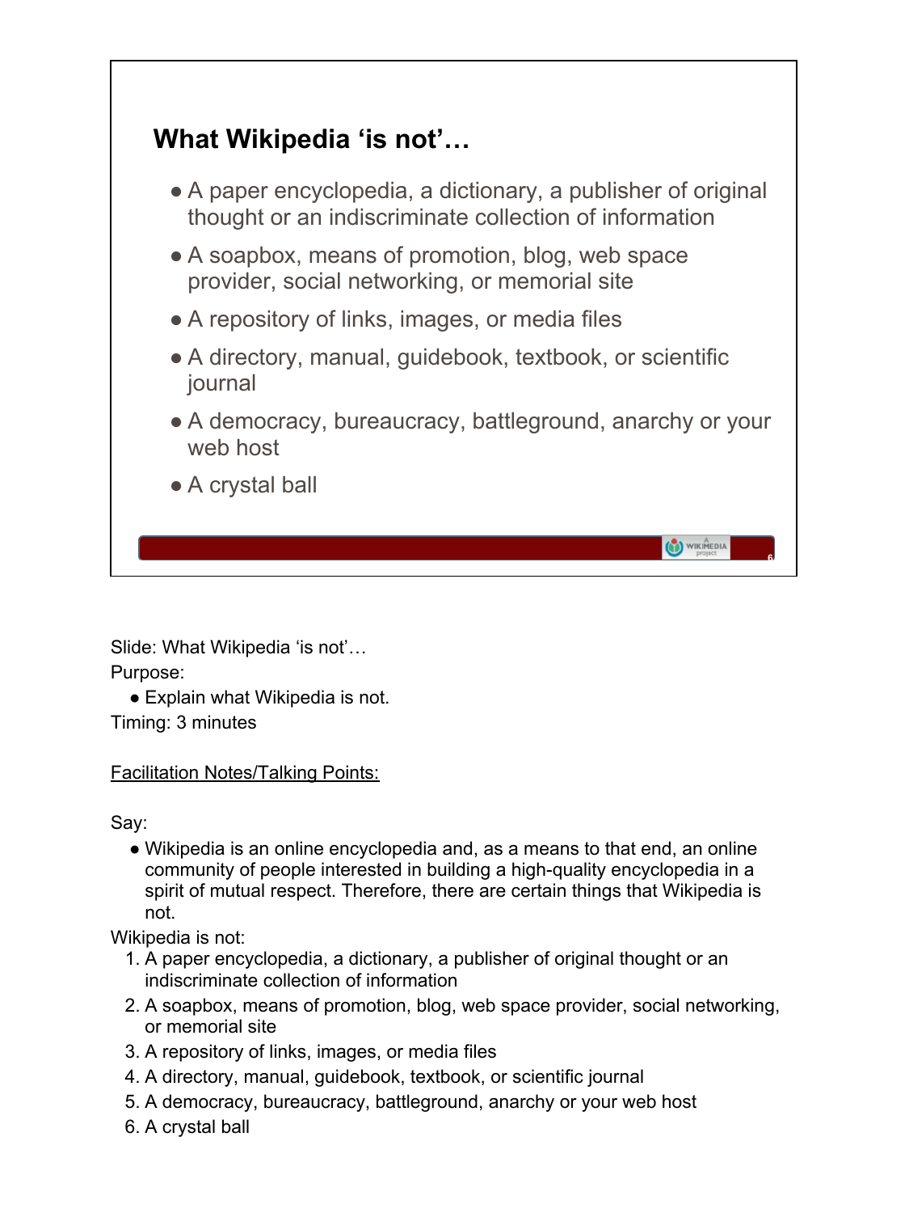## What Wikipedia 'is not'…

- A paper encyclopedia, a dictionary, a publisher of original thought or an indiscriminate collection of information
- A soapbox, means of promotion, blog, web space provider, social networking, or memorial site
- A repository of links, images, or media files
- A directory, manual, guidebook, textbook, or scientific journal
- A democracy, bureaucracy, battleground, anarchy or your web host
- A crystal ball

Slide: What Wikipedia 'is not'…

Purpose:

- Explain what Wikipedia is not.

Timing: 3 minutes

<u>Facilitation Notes/Talking Points:</u>

Say:

- Wikipedia is an online encyclopedia and, as a means to that end, an online community of people interested in building a high-quality encyclopedia in a spirit of mutual respect. Therefore, there are certain things that Wikipedia is not.

Wikipedia is not:

1. A paper encyclopedia, a dictionary, a publisher of original thought or an indiscriminate collection of information
2. A soapbox, means of promotion, blog, web space provider, social networking, or memorial site
3. A repository of links, images, or media files
4. A directory, manual, guidebook, textbook, or scientific journal
5. A democracy, bureaucracy, battleground, anarchy or your web host
6. A crystal ball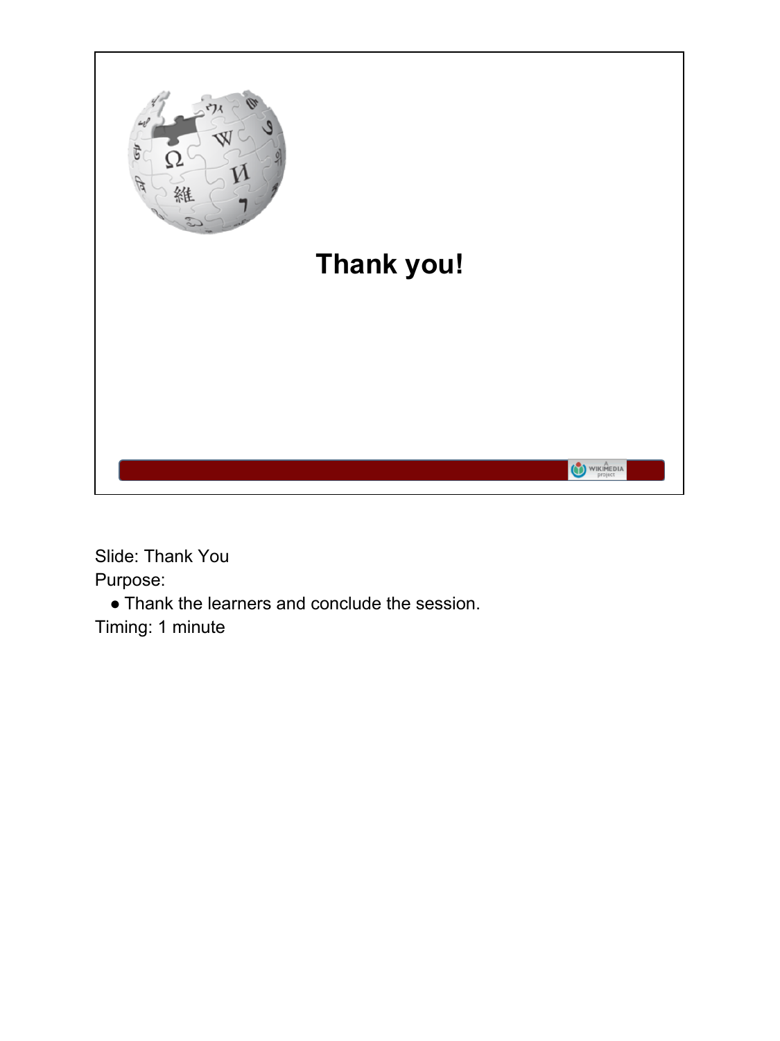**Thank you!**

Slide: Thank You

Purpose:

- Thank the learners and conclude the session.

Timing: 1 minute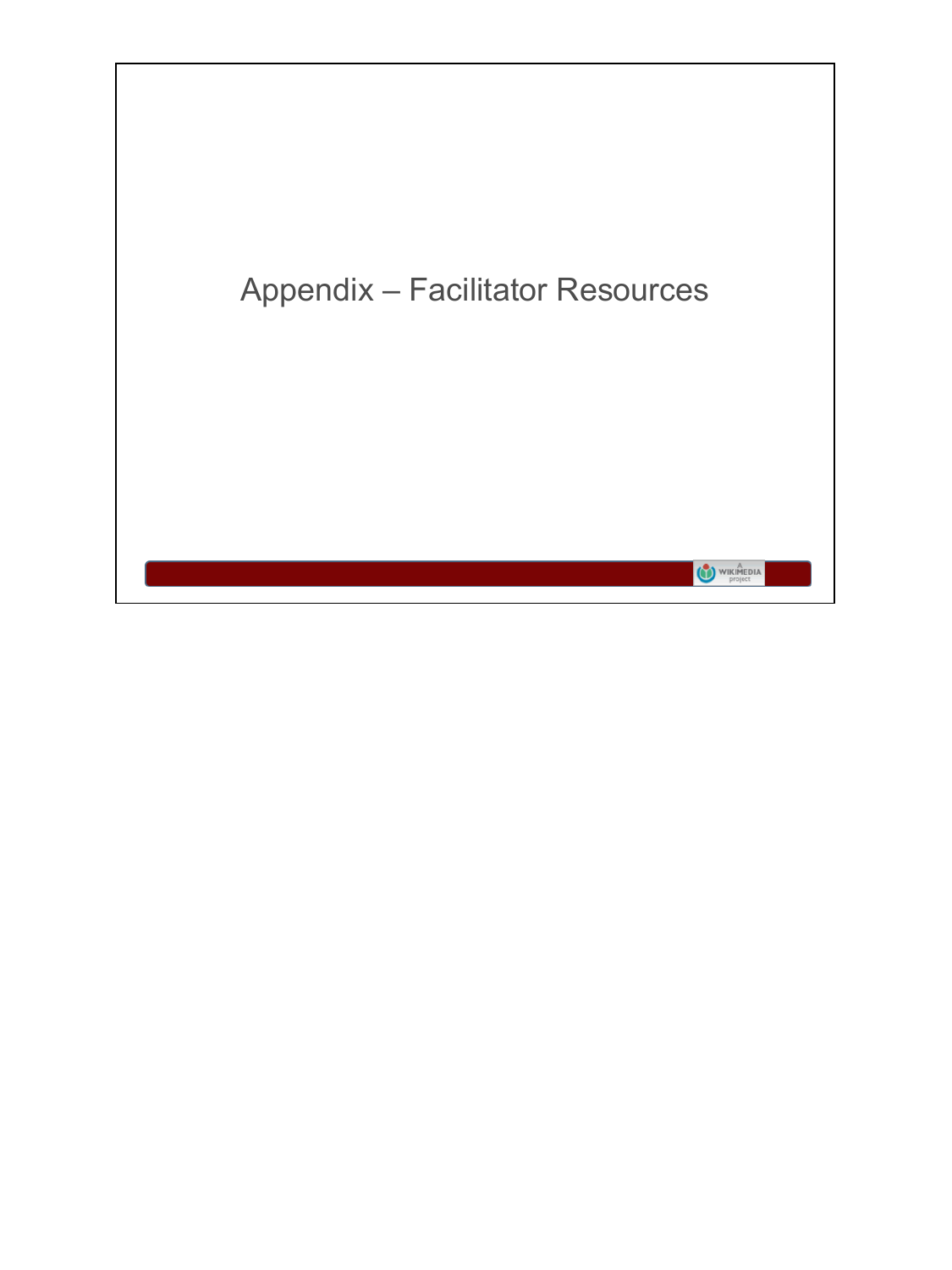# Appendix – Facilitator Resources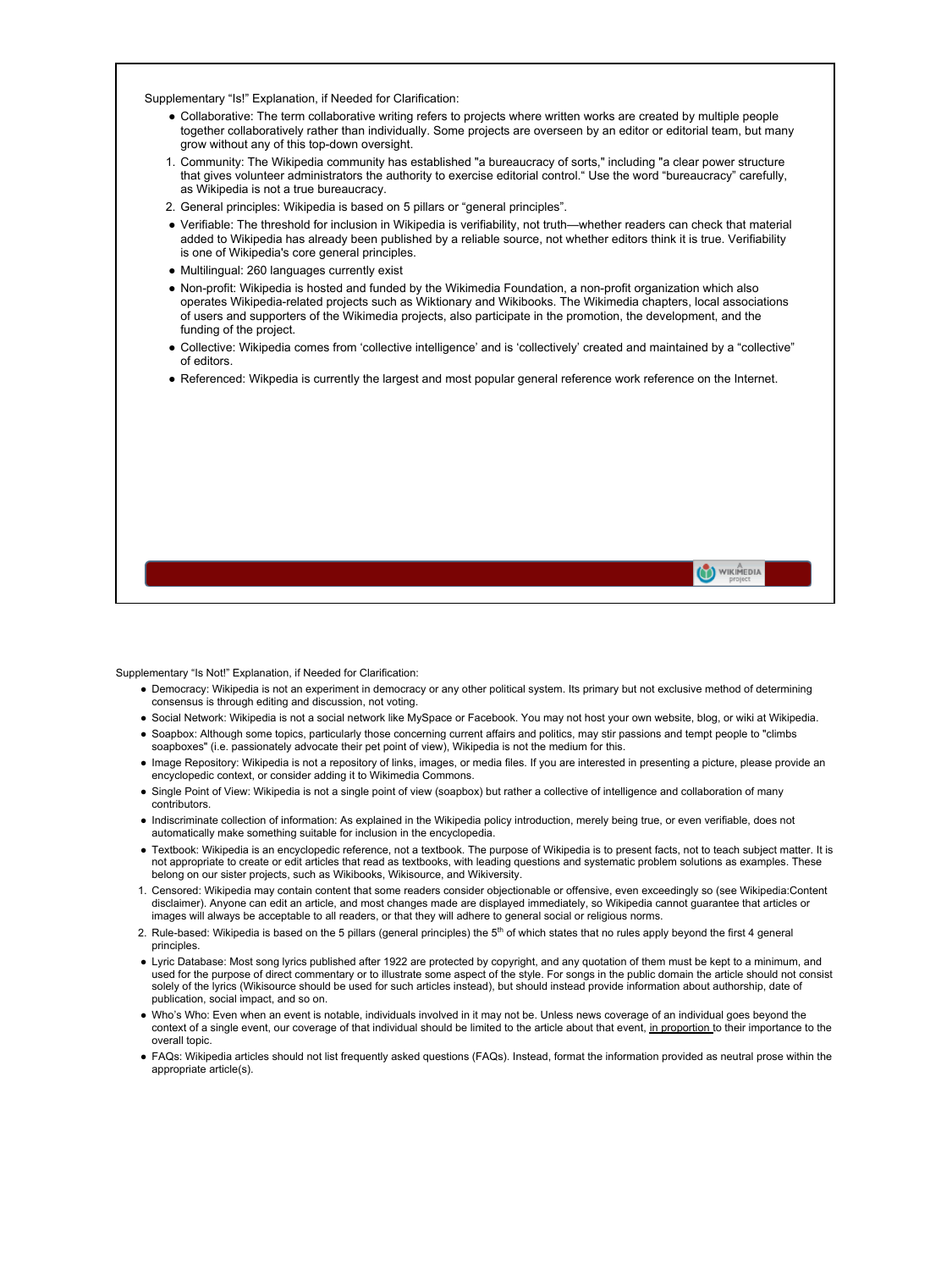Supplementary "Is!" Explanation, if Needed for Clarification:

- Collaborative: The term collaborative writing refers to projects where written works are created by multiple people together collaboratively rather than individually. Some projects are overseen by an editor or editorial team, but many grow without any of this top-down oversight.

1. Community: The Wikipedia community has established "a bureaucracy of sorts," including "a clear power structure that gives volunteer administrators the authority to exercise editorial control." Use the word "bureaucracy" carefully, as Wikipedia is not a true bureaucracy.
2. General principles: Wikipedia is based on 5 pillars or "general principles".

- Verifiable: The threshold for inclusion in Wikipedia is verifiability, not truth—whether readers can check that material added to Wikipedia has already been published by a reliable source, not whether editors think it is true. Verifiability is one of Wikipedia's core general principles.
- Multilingual: 260 languages currently exist
- Non-profit: Wikipedia is hosted and funded by the Wikimedia Foundation, a non-profit organization which also operates Wikipedia-related projects such as Wiktionary and Wikibooks. The Wikimedia chapters, local associations of users and supporters of the Wikimedia projects, also participate in the promotion, the development, and the funding of the project.
- Collective: Wikipedia comes from 'collective intelligence' and is 'collectively' created and maintained by a "collective" of editors.
- Referenced: Wikpedia is currently the largest and most popular general reference work reference on the Internet.

Supplementary "Is Not!" Explanation, if Needed for Clarification:

- Democracy: Wikipedia is not an experiment in democracy or any other political system. Its primary but not exclusive method of determining consensus is through editing and discussion, not voting.
- Social Network: Wikipedia is not a social network like MySpace or Facebook. You may not host your own website, blog, or wiki at Wikipedia.
- Soapbox: Although some topics, particularly those concerning current affairs and politics, may stir passions and tempt people to "climbs soapboxes" (i.e. passionately advocate their pet point of view), Wikipedia is not the medium for this.
- Image Repository: Wikipedia is not a repository of links, images, or media files. If you are interested in presenting a picture, please provide an encyclopedic context, or consider adding it to Wikimedia Commons.
- Single Point of View: Wikipedia is not a single point of view (soapbox) but rather a collective of intelligence and collaboration of many contributors.
- Indiscriminate collection of information: As explained in the Wikipedia policy introduction, merely being true, or even verifiable, does not automatically make something suitable for inclusion in the encyclopedia.
- Textbook: Wikipedia is an encyclopedic reference, not a textbook. The purpose of Wikipedia is to present facts, not to teach subject matter. It is not appropriate to create or edit articles that read as textbooks, with leading questions and systematic problem solutions as examples. These belong on our sister projects, such as Wikibooks, Wikisource, and Wikiversity.

1. Censored: Wikipedia may contain content that some readers consider objectionable or offensive, even exceedingly so (see Wikipedia:Content disclaimer). Anyone can edit an article, and most changes made are displayed immediately, so Wikipedia cannot guarantee that articles or images will always be acceptable to all readers, or that they will adhere to general social or religious norms.
2. Rule-based: Wikipedia is based on the 5 pillars (general principles) the 5th of which states that no rules apply beyond the first 4 general principles.

- Lyric Database: Most song lyrics published after 1922 are protected by copyright, and any quotation of them must be kept to a minimum, and used for the purpose of direct commentary or to illustrate some aspect of the style. For songs in the public domain the article should not consist solely of the lyrics (Wikisource should be used for such articles instead), but should instead provide information about authorship, date of publication, social impact, and so on.
- Who's Who: Even when an event is notable, individuals involved in it may not be. Unless news coverage of an individual goes beyond the context of a single event, our coverage of that individual should be limited to the article about that event, in proportion to their importance to the overall topic.
- FAQs: Wikipedia articles should not list frequently asked questions (FAQs). Instead, format the information provided as neutral prose within the appropriate article(s).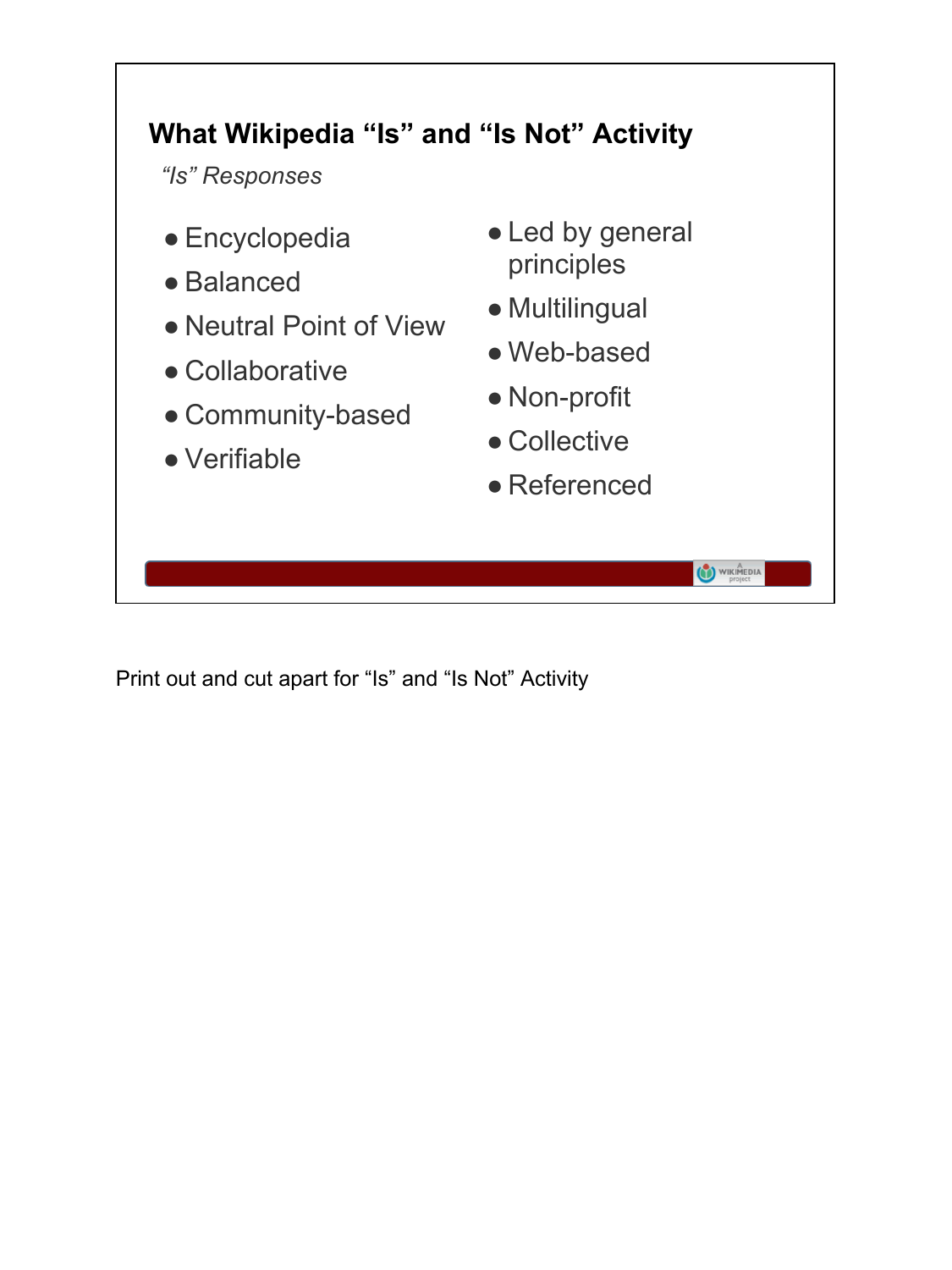## What Wikipedia "Is" and "Is Not" Activity

*"Is" Responses*

- Encyclopedia
- Balanced
- Neutral Point of View
- Collaborative
- Community-based
- Verifiable
- Led by general principles
- Multilingual
- Web-based
- Non-profit
- Collective
- Referenced

Print out and cut apart for "Is" and "Is Not" Activity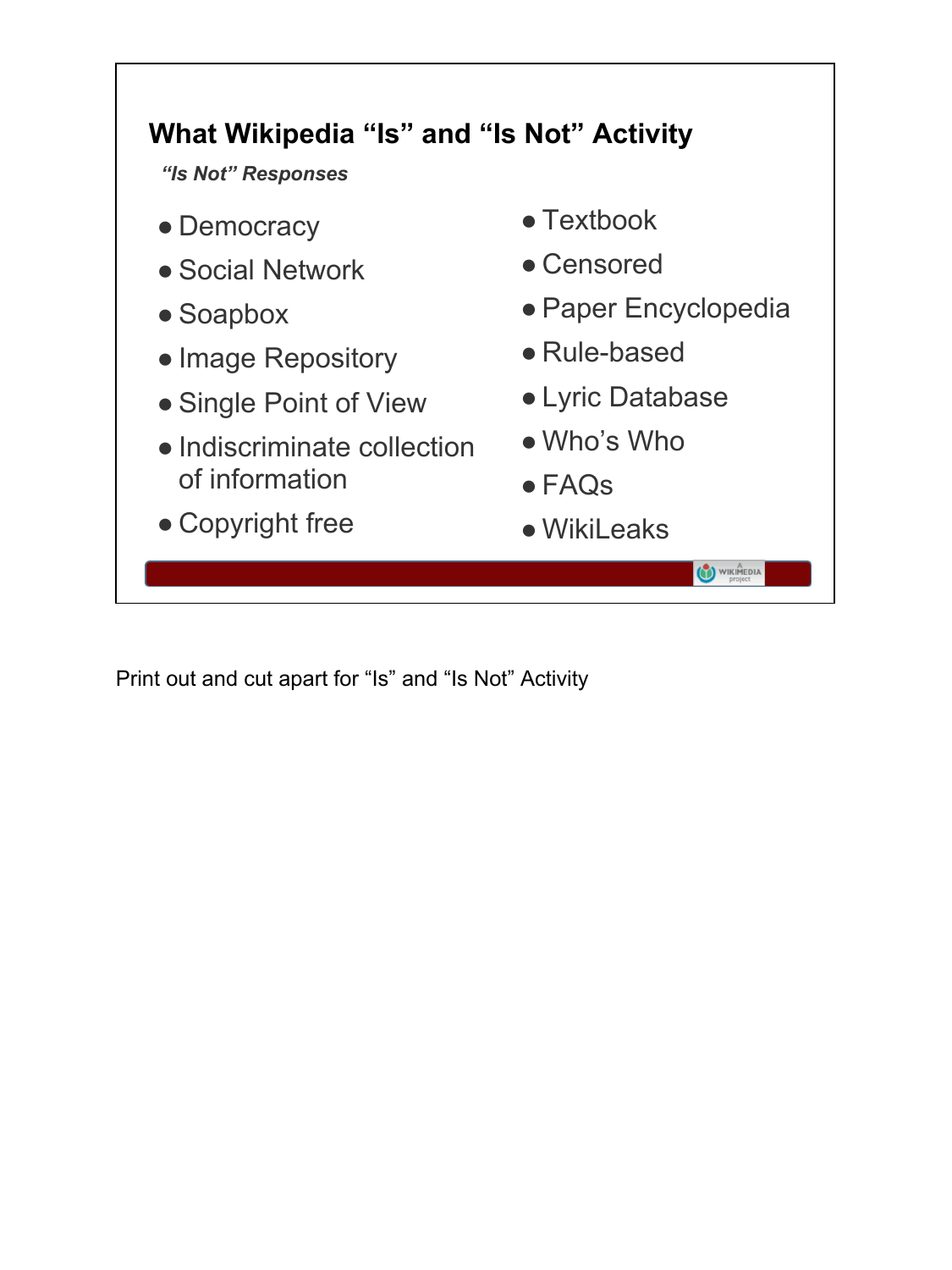## What Wikipedia "Is" and "Is Not" Activity

***"Is Not" Responses***

- Democracy
- Social Network
- Soapbox
- Image Repository
- Single Point of View
- Indiscriminate collection of information
- Copyright free
- Textbook
- Censored
- Paper Encyclopedia
- Rule-based
- Lyric Database
- Who's Who
- FAQs
- WikiLeaks

Print out and cut apart for "Is" and "Is Not" Activity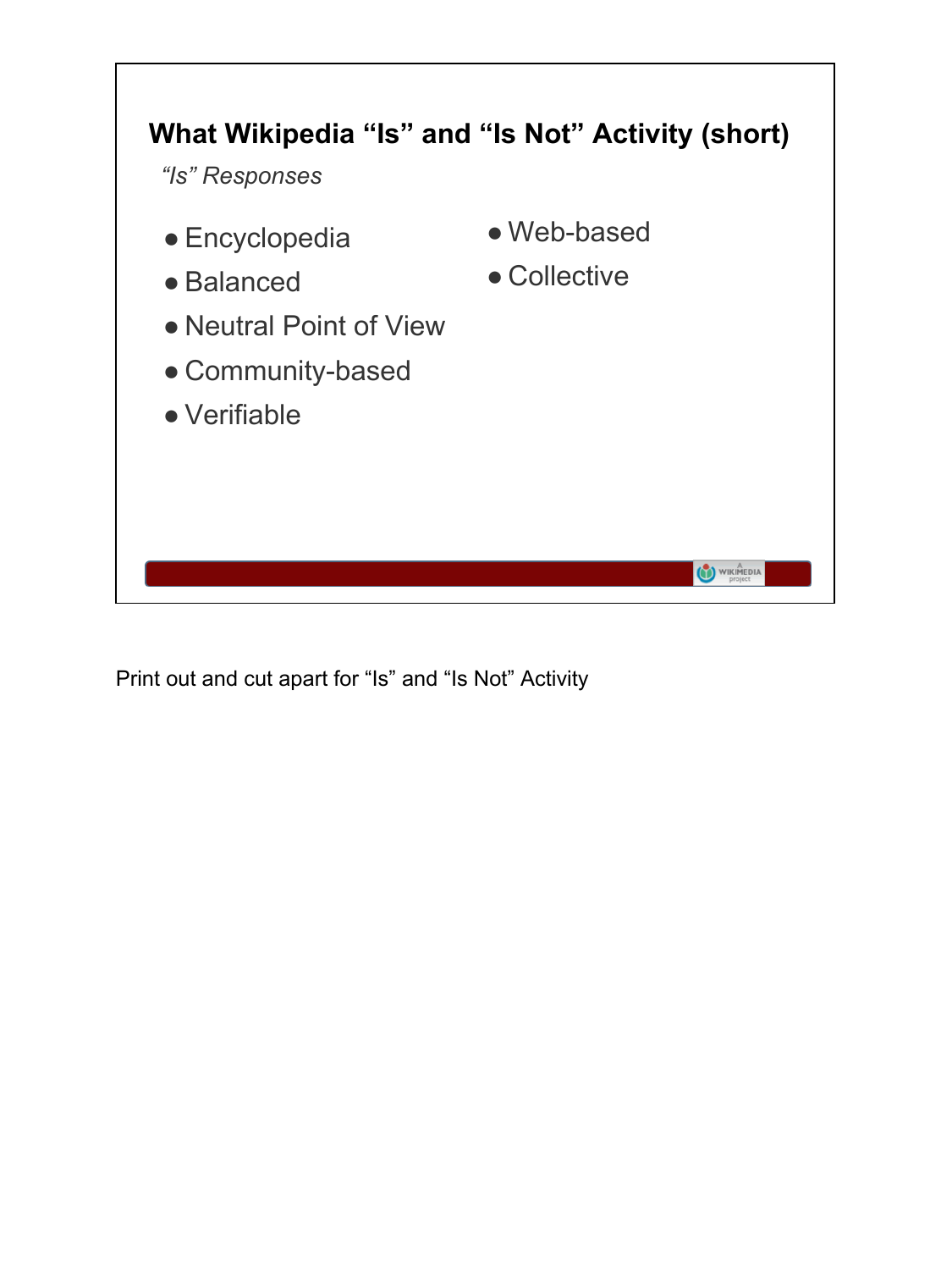## What Wikipedia "Is" and "Is Not" Activity (short)

*"Is" Responses*

- Encyclopedia
- Balanced
- Neutral Point of View
- Community-based
- Verifiable
- Web-based
- Collective

Print out and cut apart for "Is" and "Is Not" Activity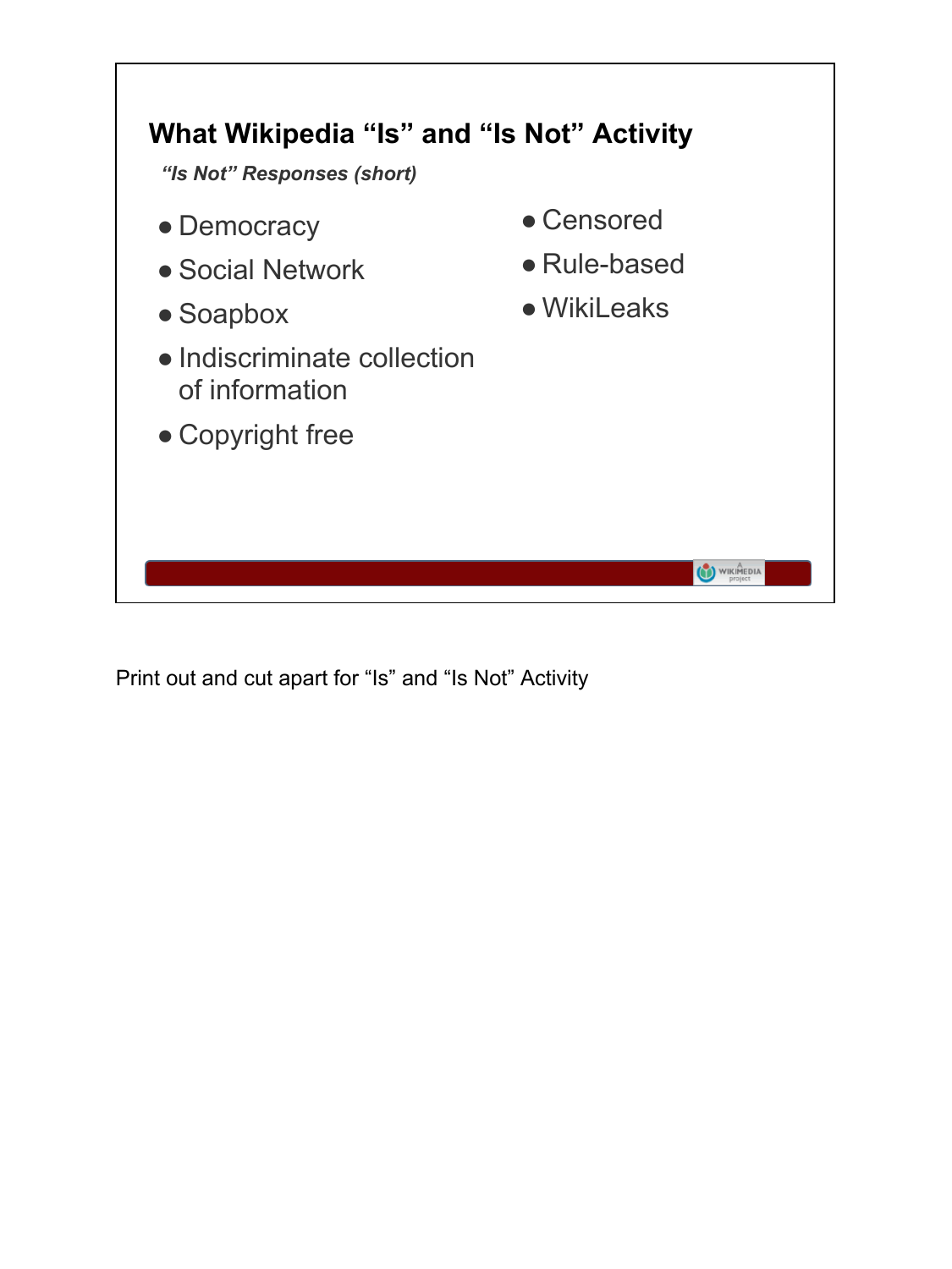## What Wikipedia "Is" and "Is Not" Activity

***"Is Not" Responses (short)***

- Democracy
- Social Network
- Soapbox
- Indiscriminate collection of information
- Copyright free
- Censored
- Rule-based
- WikiLeaks

Print out and cut apart for "Is" and "Is Not" Activity